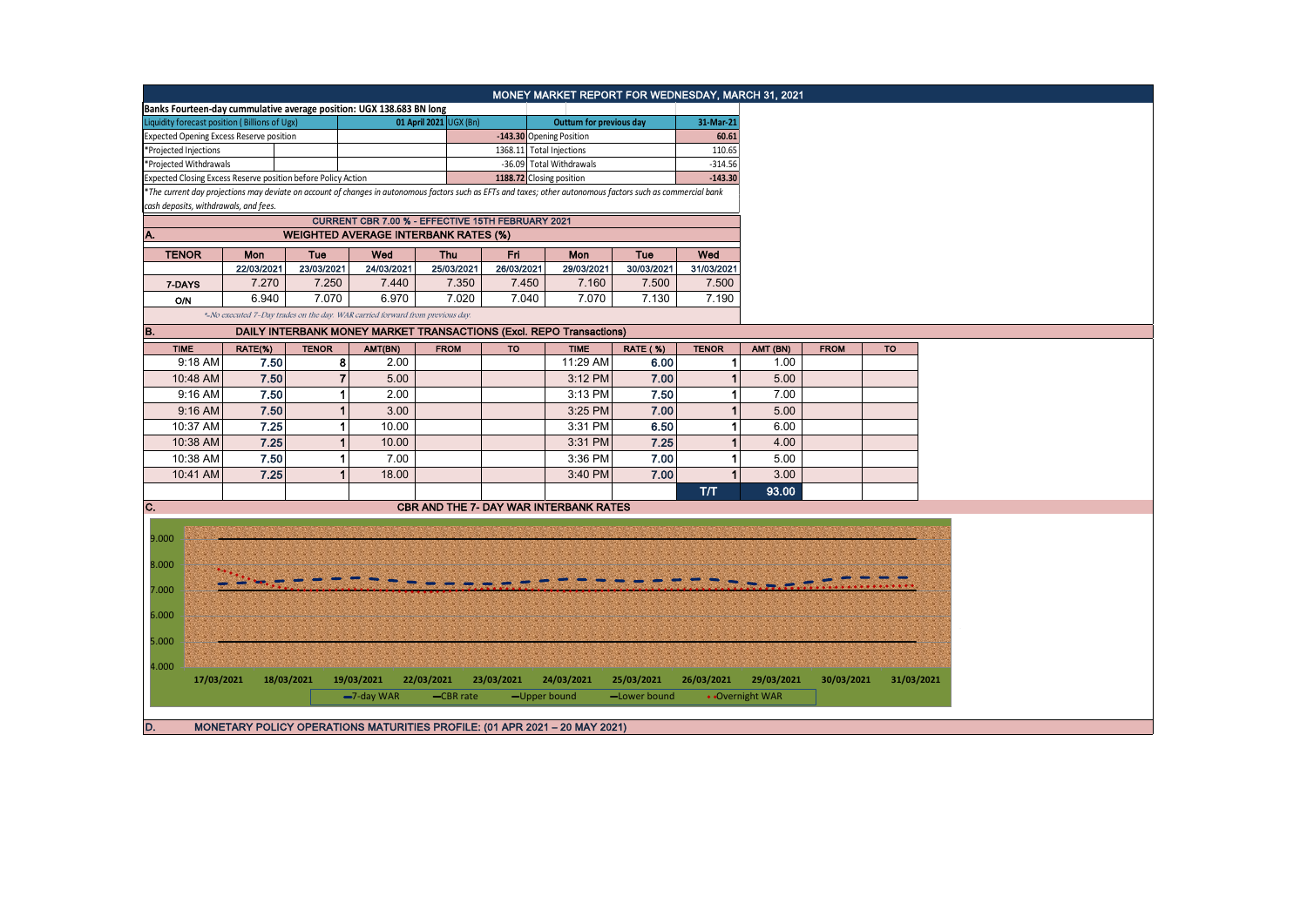# MONEY MARKET REPORT FOR WEDNESDAY, MARCH 31, 2021

**Banks Fourteen-day cummulative average position: UGX 138.683 BN long**

| Liquidity forecast position ( Billions of Ugx) | 01 April 2021 UGX (Bn) | Outturn for previous day | 31-Mar-21 |
|---|---|---|---|
| Expected Opening Excess Reserve position | -143.30 | Opening Position | 60.61 |
| *Projected Injections | 1368.11 | Total Injections | 110.65 |
| *Projected Withdrawals | -36.09 | Total Withdrawals | -314.56 |
| Expected Closing Excess Reserve position before Policy Action | 1188.72 | Closing position | -143.30 |

*The current day projections may deviate on account of changes in autonomous factors such as EFTs and taxes; other autonomous factors such as commercial bank cash deposits, withdrawals, and fees.*

**CURRENT CBR 7.00 % - EFFECTIVE 15TH FEBRUARY 2021**

## A. WEIGHTED AVERAGE INTERBANK RATES (%)

| TENOR | Mon | Tue | Wed | Thu | Fri | Mon | Tue | Wed |
|---|---|---|---|---|---|---|---|---|
| | 22/03/2021 | 23/03/2021 | 24/03/2021 | 25/03/2021 | 26/03/2021 | 29/03/2021 | 30/03/2021 | 31/03/2021 |
| 7-DAYS | 7.270 | 7.250 | 7.440 | 7.350 | 7.450 | 7.160 | 7.500 | 7.500 |
| O/N | 6.940 | 7.070 | 6.970 | 7.020 | 7.040 | 7.070 | 7.130 | 7.190 |

*-No executed 7-Day trades on the day. WAR carried forward from previous day.*

## B. DAILY INTERBANK MONEY MARKET TRANSACTIONS (Excl. REPO Transactions)

| TIME | RATE(%) | TENOR | AMT(BN) | FROM | TO | TIME | RATE (%) | TENOR | AMT (BN) | FROM | TO |
|---|---|---|---|---|---|---|---|---|---|---|---|
| 9:18 AM | 7.50 | 8 | 2.00 | | | 11:29 AM | 6.00 | 1 | 1.00 | | |
| 10:48 AM | 7.50 | 7 | 5.00 | | | 3:12 PM | 7.00 | 1 | 5.00 | | |
| 9:16 AM | 7.50 | 1 | 2.00 | | | 3:13 PM | 7.50 | 1 | 7.00 | | |
| 9:16 AM | 7.50 | 1 | 3.00 | | | 3:25 PM | 7.00 | 1 | 5.00 | | |
| 10:37 AM | 7.25 | 1 | 10.00 | | | 3:31 PM | 6.50 | 1 | 6.00 | | |
| 10:38 AM | 7.25 | 1 | 10.00 | | | 3:31 PM | 7.25 | 1 | 4.00 | | |
| 10:38 AM | 7.50 | 1 | 7.00 | | | 3:36 PM | 7.00 | 1 | 5.00 | | |
| 10:41 AM | 7.25 | 1 | 18.00 | | | 3:40 PM | 7.00 | 1 | 3.00 | | |
| | | | | | | | | T/T | 93.00 | | |

## C. CBR AND THE 7- DAY WAR INTERBANK RATES

Legend: 7-day WAR, CBR rate, Upper bound, Lower bound, Overnight WAR

## D. MONETARY POLICY OPERATIONS MATURITIES PROFILE: (01 APR 2021 – 20 MAY 2021)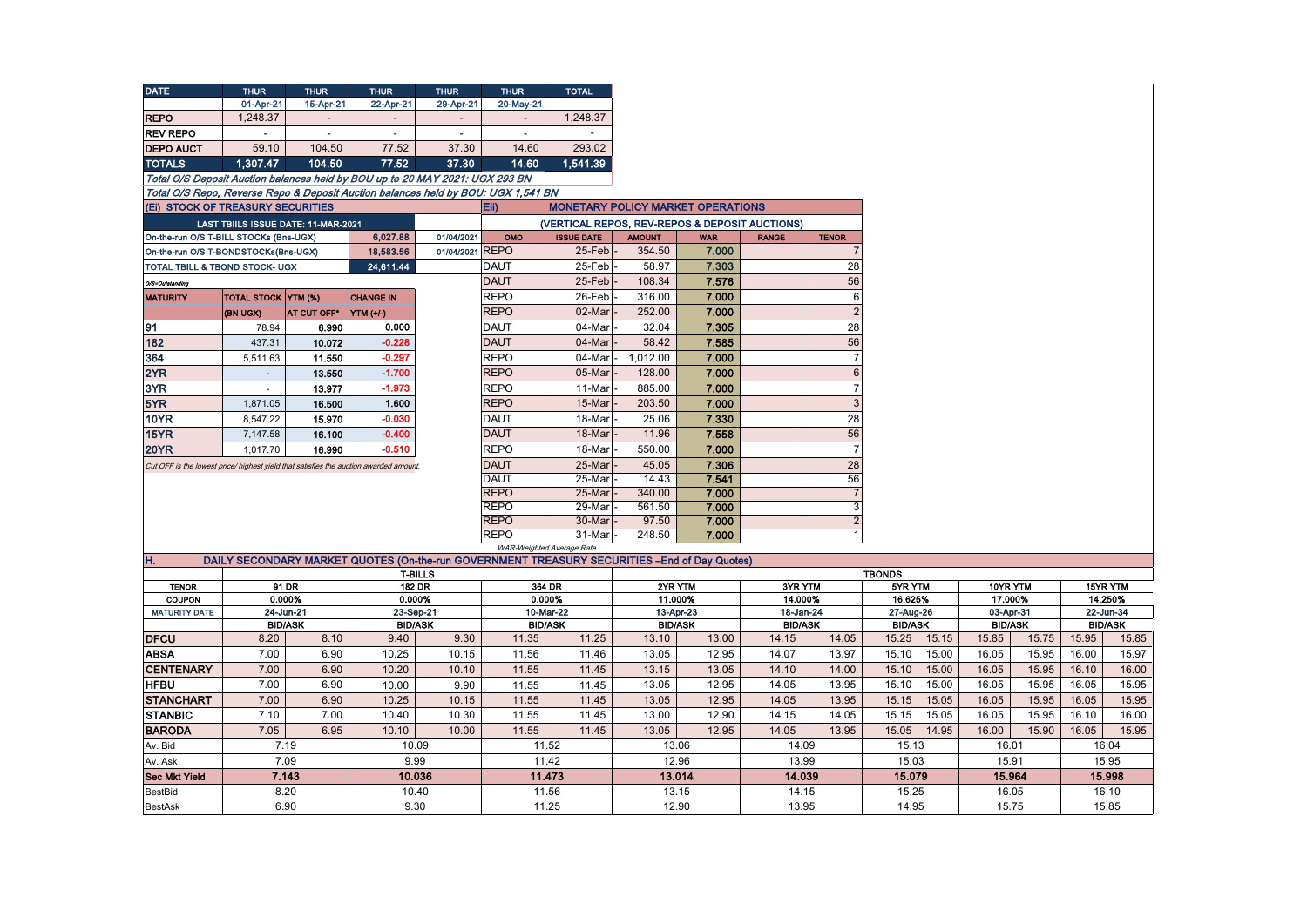| DATE | THUR | THUR | THUR | THUR | THUR | TOTAL |
|---|---|---|---|---|---|---|
| | 01-Apr-21 | 15-Apr-21 | 22-Apr-21 | 29-Apr-21 | 20-May-21 | |
| REPO | 1,248.37 | - | - | - | - | 1,248.37 |
| REV REPO | - | - | - | - | - | - |
| DEPO AUCT | 59.10 | 104.50 | 77.52 | 37.30 | 14.60 | 293.02 |
| TOTALS | 1,307.47 | 104.50 | 77.52 | 37.30 | 14.60 | 1,541.39 |

*Total O/S Deposit Auction balances held by BOU up to 20 MAY 2021: UGX 293 BN*

*Total O/S Repo, Reverse Repo & Deposit Auction balances held by BOU: UGX 1,541 BN*

## (Ei) STOCK OF TREASURY SECURITIES

| LAST TBIILS ISSUE DATE: 11-MAR-2021 | | |
|---|---|---|
| On-the-run O/S T-BILL STOCKs (Bns-UGX) | 6,027.88 | 01/04/2021 |
| On-the-run O/S T-BONDSTOCKs(Bns-UGX) | 18,583.56 | 01/04/2021 |
| TOTAL TBILL & TBOND STOCK- UGX | 24,611.44 | |

O/S=Outstanding

| MATURITY | TOTAL STOCK (BN UGX) | YTM (%) AT CUT OFF* | CHANGE IN YTM (+/-) |
|---|---|---|---|
| 91 | 78.94 | 6.990 | 0.000 |
| 182 | 437.31 | 10.072 | -0.228 |
| 364 | 5,511.63 | 11.550 | -0.297 |
| 2YR | - | 13.550 | -1.700 |
| 3YR | - | 13.977 | -1.973 |
| 5YR | 1,871.05 | 16.500 | 1.600 |
| 10YR | 8,547.22 | 15.970 | -0.030 |
| 15YR | 7,147.58 | 16.100 | -0.400 |
| 20YR | 1,017.70 | 16.990 | -0.510 |

*Cut OFF is the lowest price/ highest yield that satisfies the auction awarded amount.*

## Eii) MONETARY POLICY MARKET OPERATIONS

(VERTICAL REPOS, REV-REPOS & DEPOSIT AUCTIONS)

| OMO | ISSUE DATE | AMOUNT | WAR | RANGE | TENOR |
|---|---|---|---|---|---|
| REPO | 25-Feb | 354.50 | 7.000 | | 7 |
| DAUT | 25-Feb | 58.97 | 7.303 | | 28 |
| DAUT | 25-Feb | 108.34 | 7.576 | | 56 |
| REPO | 26-Feb | 316.00 | 7.000 | | 6 |
| REPO | 02-Mar | 252.00 | 7.000 | | 2 |
| DAUT | 04-Mar | 32.04 | 7.305 | | 28 |
| DAUT | 04-Mar | 58.42 | 7.585 | | 56 |
| REPO | 04-Mar | 1,012.00 | 7.000 | | 7 |
| REPO | 05-Mar | 128.00 | 7.000 | | 6 |
| REPO | 11-Mar | 885.00 | 7.000 | | 7 |
| REPO | 15-Mar | 203.50 | 7.000 | | 3 |
| DAUT | 18-Mar | 25.06 | 7.330 | | 28 |
| DAUT | 18-Mar | 11.96 | 7.558 | | 56 |
| REPO | 18-Mar | 550.00 | 7.000 | | 7 |
| DAUT | 25-Mar | 45.05 | 7.306 | | 28 |
| DAUT | 25-Mar | 14.43 | 7.541 | | 56 |
| REPO | 25-Mar | 340.00 | 7.000 | | 7 |
| REPO | 29-Mar | 561.50 | 7.000 | | 3 |
| REPO | 30-Mar | 97.50 | 7.000 | | 2 |
| REPO | 31-Mar | 248.50 | 7.000 | | 1 |

*WAR-Weighted Average Rate*

## H. DAILY SECONDARY MARKET QUOTES (On-the-run GOVERNMENT TREASURY SECURITIES –End of Day Quotes)

| | T-BILLS | | | | | | TBONDS | | | | | | | | | |
|---|---|---|---|---|---|---|---|---|---|---|---|---|---|---|---|---|
| TENOR | 91 DR | | 182 DR | | 364 DR | | 2YR YTM | | 3YR YTM | | 5YR YTM | | 10YR YTM | | 15YR YTM | |
| COUPON | 0.000% | | 0.000% | | 0.000% | | 11.000% | | 14.000% | | 16.625% | | 17.000% | | 14.250% | |
| MATURITY DATE | 24-Jun-21 | | 23-Sep-21 | | 10-Mar-22 | | 13-Apr-23 | | 18-Jan-24 | | 27-Aug-26 | | 03-Apr-31 | | 22-Jun-34 | |
| | BID/ASK | | BID/ASK | | BID/ASK | | BID/ASK | | BID/ASK | | BID/ASK | | BID/ASK | | BID/ASK | |
| DFCU | 8.20 | 8.10 | 9.40 | 9.30 | 11.35 | 11.25 | 13.10 | 13.00 | 14.15 | 14.05 | 15.25 | 15.15 | 15.85 | 15.75 | 15.95 | 15.85 |
| ABSA | 7.00 | 6.90 | 10.25 | 10.15 | 11.56 | 11.46 | 13.05 | 12.95 | 14.07 | 13.97 | 15.10 | 15.00 | 16.05 | 15.95 | 16.00 | 15.97 |
| CENTENARY | 7.00 | 6.90 | 10.20 | 10.10 | 11.55 | 11.45 | 13.15 | 13.05 | 14.10 | 14.00 | 15.10 | 15.00 | 16.05 | 15.95 | 16.10 | 16.00 |
| HFBU | 7.00 | 6.90 | 10.00 | 9.90 | 11.55 | 11.45 | 13.05 | 12.95 | 14.05 | 13.95 | 15.10 | 15.00 | 16.05 | 15.95 | 16.05 | 15.95 |
| STANCHART | 7.00 | 6.90 | 10.25 | 10.15 | 11.55 | 11.45 | 13.05 | 12.95 | 14.05 | 13.95 | 15.15 | 15.05 | 16.05 | 15.95 | 16.05 | 15.95 |
| STANBIC | 7.10 | 7.00 | 10.40 | 10.30 | 11.55 | 11.45 | 13.00 | 12.90 | 14.15 | 14.05 | 15.15 | 15.05 | 16.05 | 15.95 | 16.10 | 16.00 |
| BARODA | 7.05 | 6.95 | 10.10 | 10.00 | 11.55 | 11.45 | 13.05 | 12.95 | 14.05 | 13.95 | 15.05 | 14.95 | 16.00 | 15.90 | 16.05 | 15.95 |
| Av. Bid | 7.19 | | 10.09 | | 11.52 | | 13.06 | | 14.09 | | 15.13 | | 16.01 | | 16.04 | |
| Av. Ask | 7.09 | | 9.99 | | 11.42 | | 12.96 | | 13.99 | | 15.03 | | 15.91 | | 15.95 | |
| Sec Mkt Yield | 7.143 | | 10.036 | | 11.473 | | 13.014 | | 14.039 | | 15.079 | | 15.964 | | 15.998 | |
| BestBid | 8.20 | | 10.40 | | 11.56 | | 13.15 | | 14.15 | | 15.25 | | 16.05 | | 16.10 | |
| BestAsk | 6.90 | | 9.30 | | 11.25 | | 12.90 | | 13.95 | | 14.95 | | 15.75 | | 15.85 | |